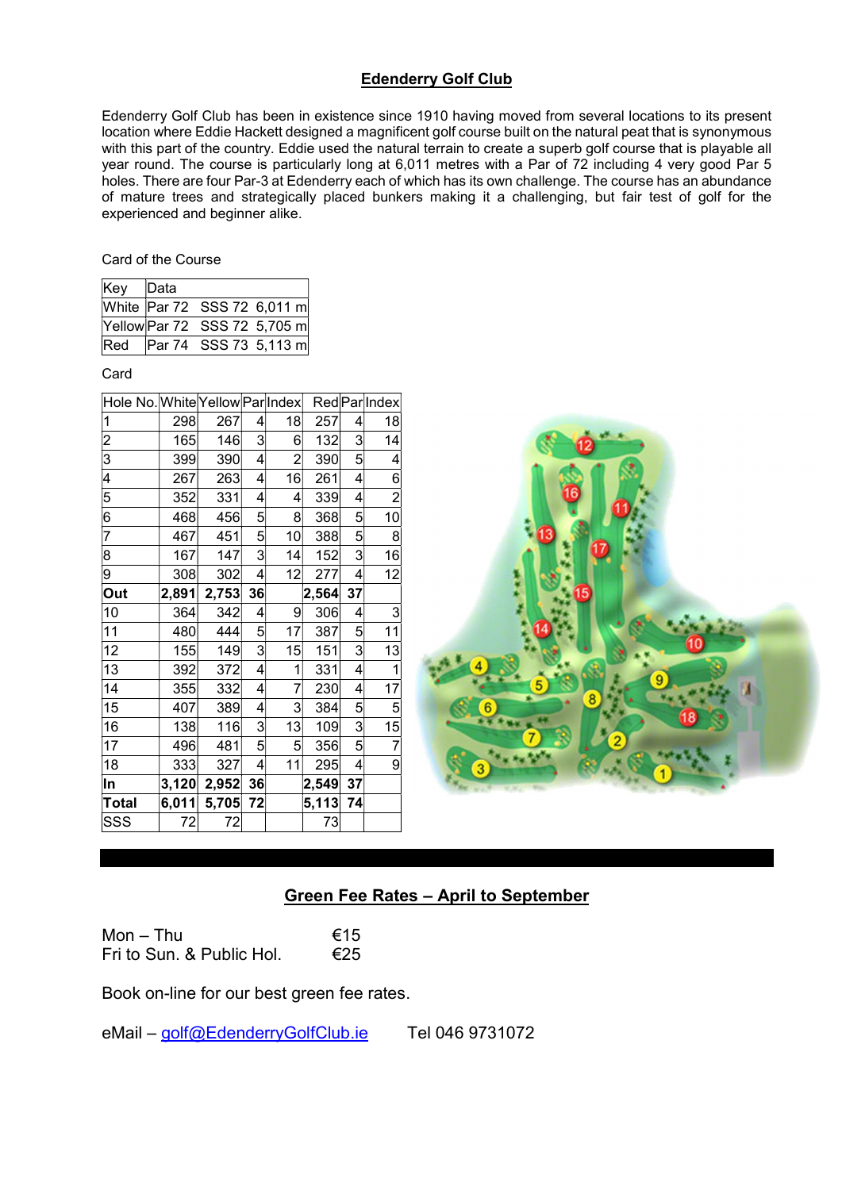# Edenderry Golf Club

Edenderry Golf Club has been in existence since 1910 having moved from several locations to its present location where Eddie Hackett designed a magnificent golf course built on the natural peat that is synonymous with this part of the country. Eddie used the natural terrain to create a superb golf course that is playable all year round. The course is particularly long at 6,011 metres with a Par of 72 including 4 very good Par 5 holes. There are four Par-3 at Edenderry each of which has its own challenge. The course has an abundance of mature trees and strategically placed bunkers making it a challenging, but fair test of golf for the experienced and beginner alike.

Card of the Course

| Key | Data |
|---|---|
| White | Par 72 SSS 72 6,011 m |
| Yellow | Par 72 SSS 72 5,705 m |
| Red | Par 74 SSS 73 5,113 m |

Card

| Hole No. | White | Yellow | Par | Index | Red | Par | Index |
|---|---|---|---|---|---|---|---|
| 1 | 298 | 267 | 4 | 18 | 257 | 4 | 18 |
| 2 | 165 | 146 | 3 | 6 | 132 | 3 | 14 |
| 3 | 399 | 390 | 4 | 2 | 390 | 5 | 4 |
| 4 | 267 | 263 | 4 | 16 | 261 | 4 | 6 |
| 5 | 352 | 331 | 4 | 4 | 339 | 4 | 2 |
| 6 | 468 | 456 | 5 | 8 | 368 | 5 | 10 |
| 7 | 467 | 451 | 5 | 10 | 388 | 5 | 8 |
| 8 | 167 | 147 | 3 | 14 | 152 | 3 | 16 |
| 9 | 308 | 302 | 4 | 12 | 277 | 4 | 12 |
| **Out** | **2,891** | **2,753** | **36** | | **2,564** | **37** | |
| 10 | 364 | 342 | 4 | 9 | 306 | 4 | 3 |
| 11 | 480 | 444 | 5 | 17 | 387 | 5 | 11 |
| 12 | 155 | 149 | 3 | 15 | 151 | 3 | 13 |
| 13 | 392 | 372 | 4 | 1 | 331 | 4 | 1 |
| 14 | 355 | 332 | 4 | 7 | 230 | 4 | 17 |
| 15 | 407 | 389 | 4 | 3 | 384 | 5 | 5 |
| 16 | 138 | 116 | 3 | 13 | 109 | 3 | 15 |
| 17 | 496 | 481 | 5 | 5 | 356 | 5 | 7 |
| 18 | 333 | 327 | 4 | 11 | 295 | 4 | 9 |
| **In** | **3,120** | **2,952** | **36** | | **2,549** | **37** | |
| **Total** | **6,011** | **5,705** | **72** | | **5,113** | **74** | |
| SSS | 72 | 72 | | | 73 | | |

## Green Fee Rates – April to September

Mon – Thu €15
Fri to Sun. & Public Hol. €25

Book on-line for our best green fee rates.

eMail – golf@EdenderryGolfClub.ie Tel 046 9731072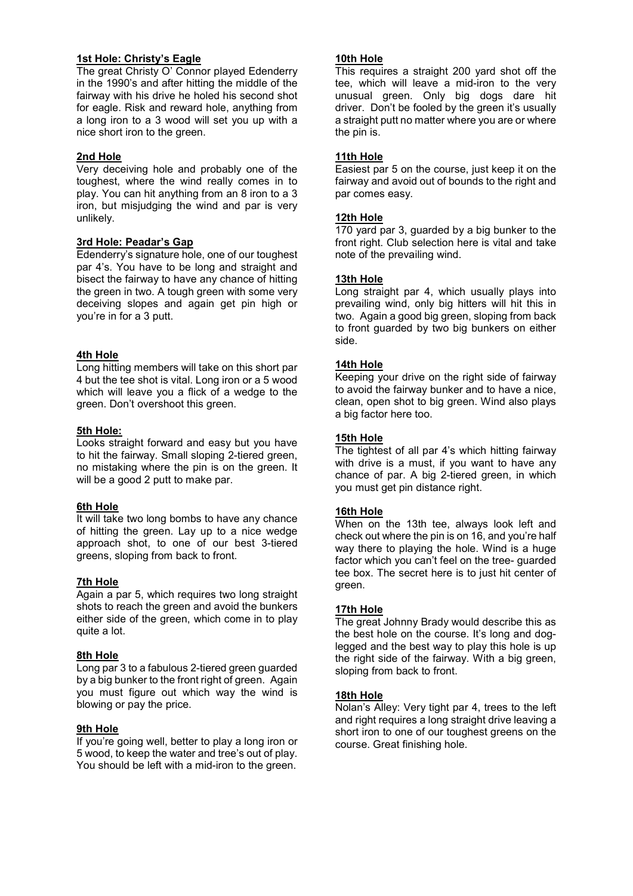**1st Hole: Christy's Eagle**

The great Christy O' Connor played Edenderry in the 1990's and after hitting the middle of the fairway with his drive he holed his second shot for eagle. Risk and reward hole, anything from a long iron to a 3 wood will set you up with a nice short iron to the green.

**2nd Hole**

Very deceiving hole and probably one of the toughest, where the wind really comes in to play. You can hit anything from an 8 iron to a 3 iron, but misjudging the wind and par is very unlikely.

**3rd Hole: Peadar's Gap**

Edenderry's signature hole, one of our toughest par 4's. You have to be long and straight and bisect the fairway to have any chance of hitting the green in two. A tough green with some very deceiving slopes and again get pin high or you're in for a 3 putt.

**4th Hole**

Long hitting members will take on this short par 4 but the tee shot is vital. Long iron or a 5 wood which will leave you a flick of a wedge to the green. Don't overshoot this green.

**5th Hole:**

Looks straight forward and easy but you have to hit the fairway. Small sloping 2-tiered green, no mistaking where the pin is on the green. It will be a good 2 putt to make par.

**6th Hole**

It will take two long bombs to have any chance of hitting the green. Lay up to a nice wedge approach shot, to one of our best 3-tiered greens, sloping from back to front.

**7th Hole**

Again a par 5, which requires two long straight shots to reach the green and avoid the bunkers either side of the green, which come in to play quite a lot.

**8th Hole**

Long par 3 to a fabulous 2-tiered green guarded by a big bunker to the front right of green. Again you must figure out which way the wind is blowing or pay the price.

**9th Hole**

If you're going well, better to play a long iron or 5 wood, to keep the water and tree's out of play. You should be left with a mid-iron to the green.

**10th Hole**

This requires a straight 200 yard shot off the tee, which will leave a mid-iron to the very unusual green. Only big dogs dare hit driver. Don't be fooled by the green it's usually a straight putt no matter where you are or where the pin is.

**11th Hole**

Easiest par 5 on the course, just keep it on the fairway and avoid out of bounds to the right and par comes easy.

**12th Hole**

170 yard par 3, guarded by a big bunker to the front right. Club selection here is vital and take note of the prevailing wind.

**13th Hole**

Long straight par 4, which usually plays into prevailing wind, only big hitters will hit this in two. Again a good big green, sloping from back to front guarded by two big bunkers on either side.

**14th Hole**

Keeping your drive on the right side of fairway to avoid the fairway bunker and to have a nice, clean, open shot to big green. Wind also plays a big factor here too.

**15th Hole**

The tightest of all par 4's which hitting fairway with drive is a must, if you want to have any chance of par. A big 2-tiered green, in which you must get pin distance right.

**16th Hole**

When on the 13th tee, always look left and check out where the pin is on 16, and you're half way there to playing the hole. Wind is a huge factor which you can't feel on the tree- guarded tee box. The secret here is to just hit center of green.

**17th Hole**

The great Johnny Brady would describe this as the best hole on the course. It's long and dog-legged and the best way to play this hole is up the right side of the fairway. With a big green, sloping from back to front.

**18th Hole**

Nolan's Alley: Very tight par 4, trees to the left and right requires a long straight drive leaving a short iron to one of our toughest greens on the course. Great finishing hole.